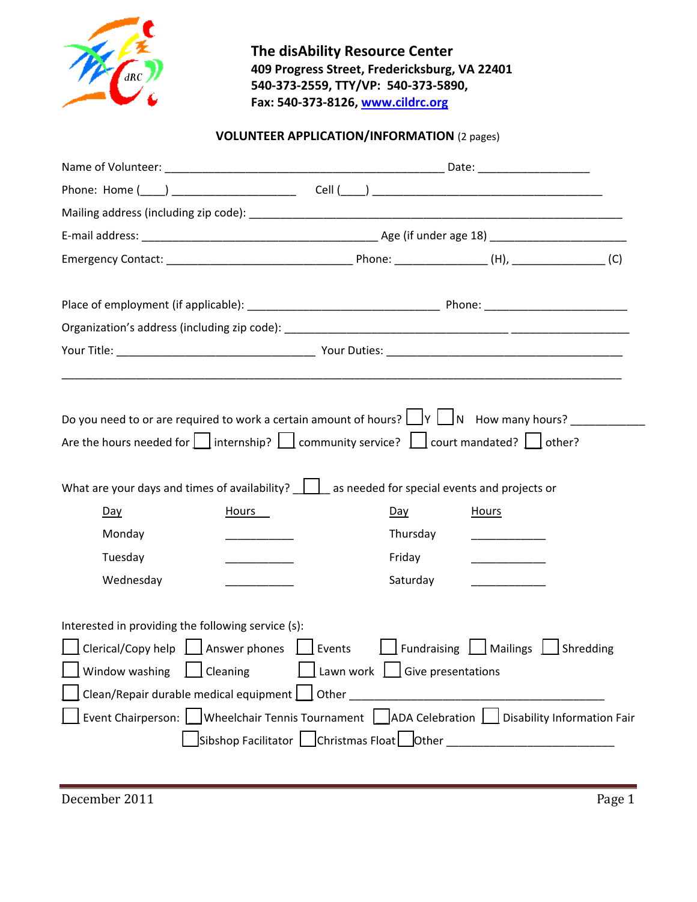**The disAbility Resource Center**
**409 Progress Street, Fredericksburg, VA 22401**
**540-373-2559, TTY/VP: 540-373-5890,**
**Fax: 540-373-8126, www.cildrc.org**

## VOLUNTEER APPLICATION/INFORMATION (2 pages)

Name of Volunteer: _____________________________________________ Date: __________________

Phone: Home (____) ____________________ Cell (____) _____________________________________

Mailing address (including zip code): _____________________________________________________________

E-mail address: ______________________________________ Age (if under age 18) _____________________

Emergency Contact: _____________________________ Phone: ______________ (H), ______________ (C)

Place of employment (if applicable): ______________________________ Phone: ______________________

Organization's address (including zip code): ___________________________________ __________________

Your Title: _______________________________ Your Duties: _____________________________________

_________________________________________________________________________________________

Do you need to or are required to work a certain amount of hours? ☐ Y ☐ N How many hours? ___________

Are the hours needed for ☐ internship? ☐ community service? ☐ court mandated? ☐ other?

What are your days and times of availability? ☐ as needed for special events and projects or

| Day | Hours | Day | Hours |
|---|---|---|---|
| Monday | ___________ | Thursday | ___________ |
| Tuesday | ___________ | Friday | ___________ |
| Wednesday | ___________ | Saturday | ___________ |

Interested in providing the following service (s):

☐ Clerical/Copy help ☐ Answer phones ☐ Events ☐ Fundraising ☐ Mailings ☐ Shredding

☐ Window washing ☐ Cleaning ☐ Lawn work ☐ Give presentations

☐ Clean/Repair durable medical equipment ☐ Other __________________________________________

☐ Event Chairperson: ☐ Wheelchair Tennis Tournament ☐ ADA Celebration ☐ Disability Information Fair

☐ Sibshop Facilitator ☐ Christmas Float ☐ Other __________________________

December 2011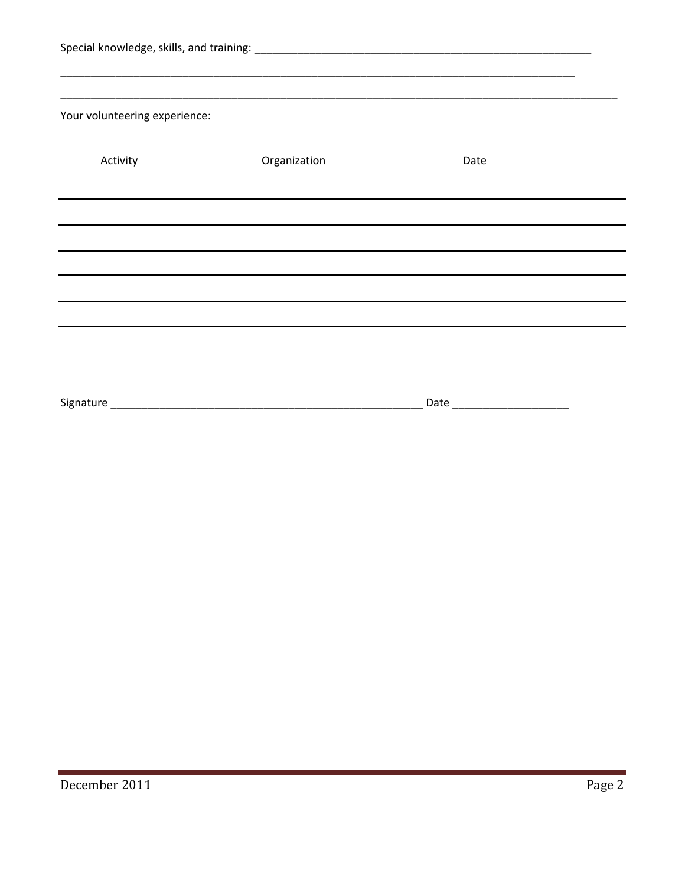Special knowledge, skills, and training: ______________________________________________________________

____________________________________________________________________________________________

______________________________________________________________________________________________

Your volunteering experience:

| Activity | Organization | Date |
| --- | --- | --- |
| | | |
| | | |
| | | |
| | | |
| | | |

Signature ______________________________________________________ Date ____________________